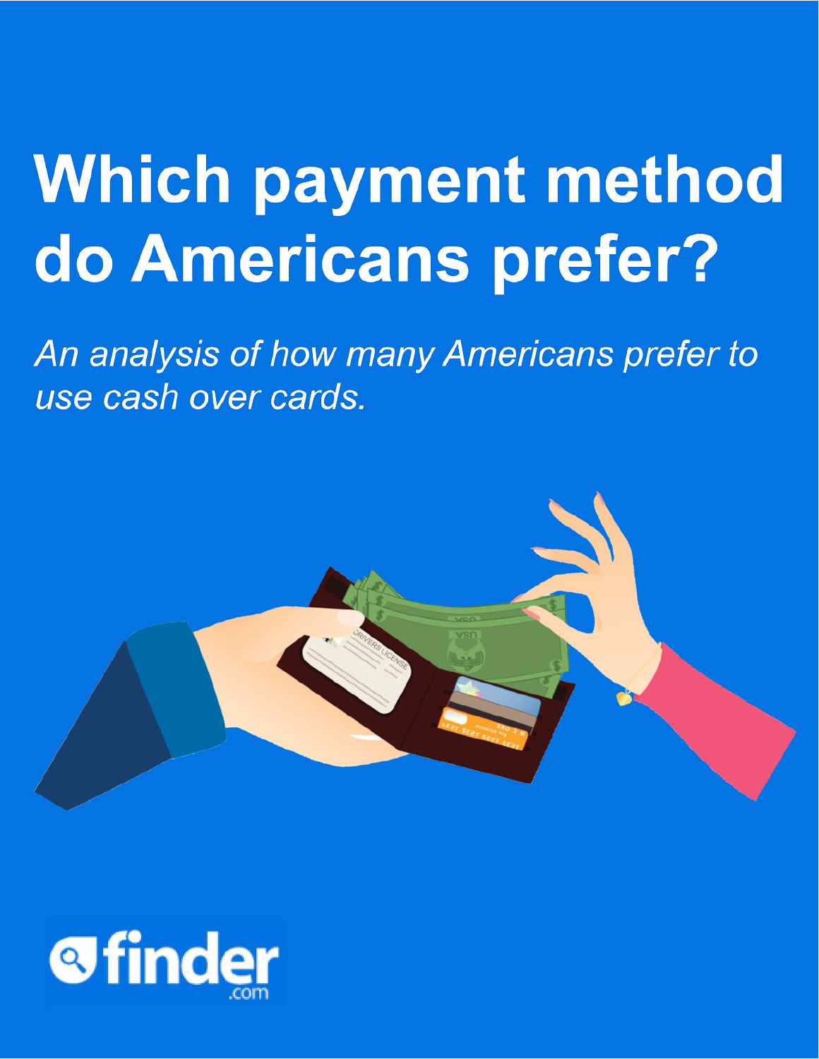# Which payment method do Americans prefer?

*An analysis of how many Americans prefer to use cash over cards.*

finder.com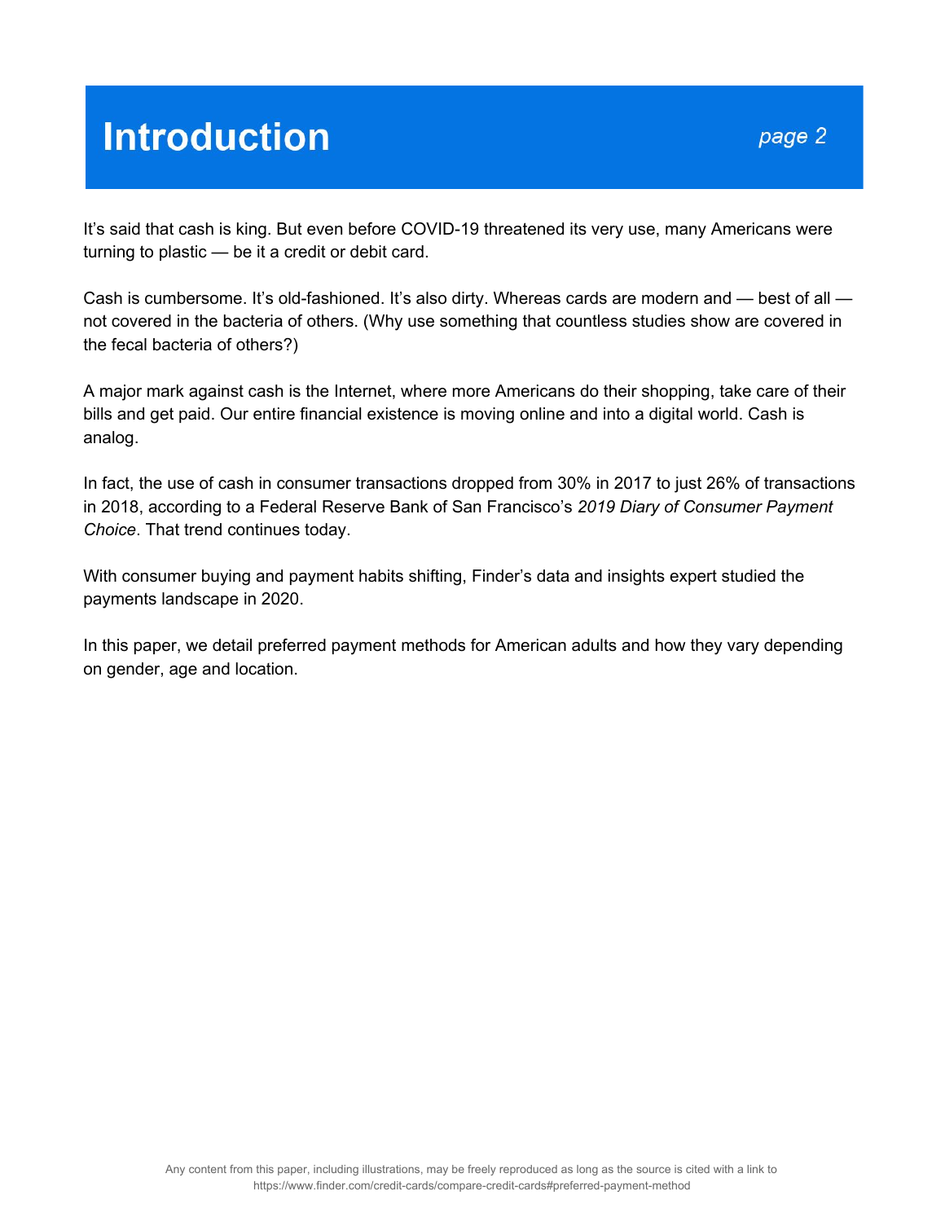# Introduction

It's said that cash is king. But even before COVID-19 threatened its very use, many Americans were turning to plastic — be it a credit or debit card.

Cash is cumbersome. It's old-fashioned. It's also dirty. Whereas cards are modern and — best of all — not covered in the bacteria of others. (Why use something that countless studies show are covered in the fecal bacteria of others?)

A major mark against cash is the Internet, where more Americans do their shopping, take care of their bills and get paid. Our entire financial existence is moving online and into a digital world. Cash is analog.

In fact, the use of cash in consumer transactions dropped from 30% in 2017 to just 26% of transactions in 2018, according to a Federal Reserve Bank of San Francisco's *2019 Diary of Consumer Payment Choice*. That trend continues today.

With consumer buying and payment habits shifting, Finder's data and insights expert studied the payments landscape in 2020.

In this paper, we detail preferred payment methods for American adults and how they vary depending on gender, age and location.

Any content from this paper, including illustrations, may be freely reproduced as long as the source is cited with a link to https://www.finder.com/credit-cards/compare-credit-cards#preferred-payment-method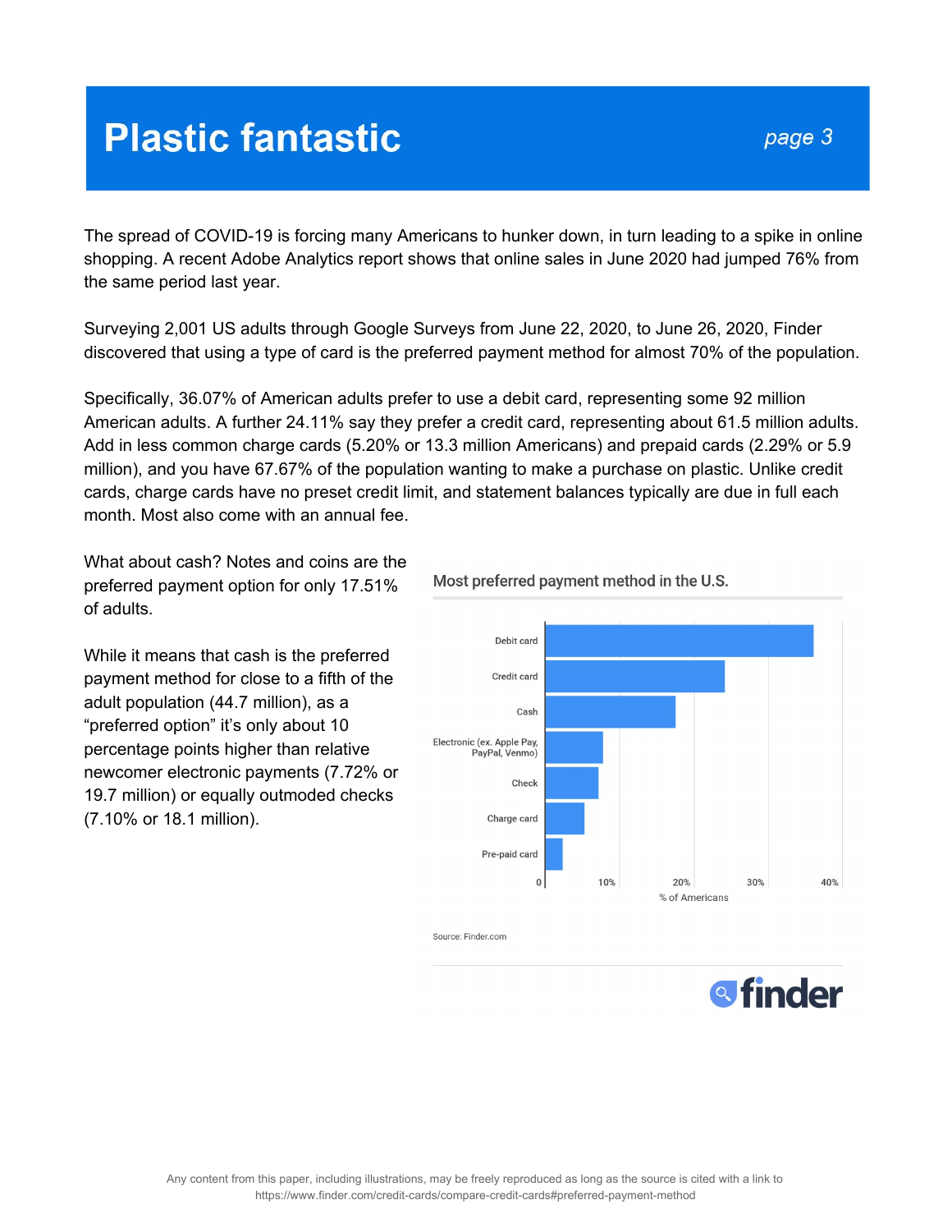# Plastic fantastic

The spread of COVID-19 is forcing many Americans to hunker down, in turn leading to a spike in online shopping. A recent Adobe Analytics report shows that online sales in June 2020 had jumped 76% from the same period last year.

Surveying 2,001 US adults through Google Surveys from June 22, 2020, to June 26, 2020, Finder discovered that using a type of card is the preferred payment method for almost 70% of the population.

Specifically, 36.07% of American adults prefer to use a debit card, representing some 92 million American adults. A further 24.11% say they prefer a credit card, representing about 61.5 million adults. Add in less common charge cards (5.20% or 13.3 million Americans) and prepaid cards (2.29% or 5.9 million), and you have 67.67% of the population wanting to make a purchase on plastic. Unlike credit cards, charge cards have no preset credit limit, and statement balances typically are due in full each month. Most also come with an annual fee.

What about cash? Notes and coins are the preferred payment option for only 17.51% of adults.

While it means that cash is the preferred payment method for close to a fifth of the adult population (44.7 million), as a "preferred option" it's only about 10 percentage points higher than relative newcomer electronic payments (7.72% or 19.7 million) or equally outmoded checks (7.10% or 18.1 million).

**Most preferred payment method in the U.S.**

| Payment method | % of Americans |
|---|---|
| Debit card | 36.07% |
| Credit card | 24.11% |
| Cash | 17.51% |
| Electronic (ex. Apple Pay, PayPal, Venmo) | 7.72% |
| Check | 7.10% |
| Charge card | 5.20% |
| Pre-paid card | 2.29% |

Source: Finder.com

Any content from this paper, including illustrations, may be freely reproduced as long as the source is cited with a link to https://www.finder.com/credit-cards/compare-credit-cards#preferred-payment-method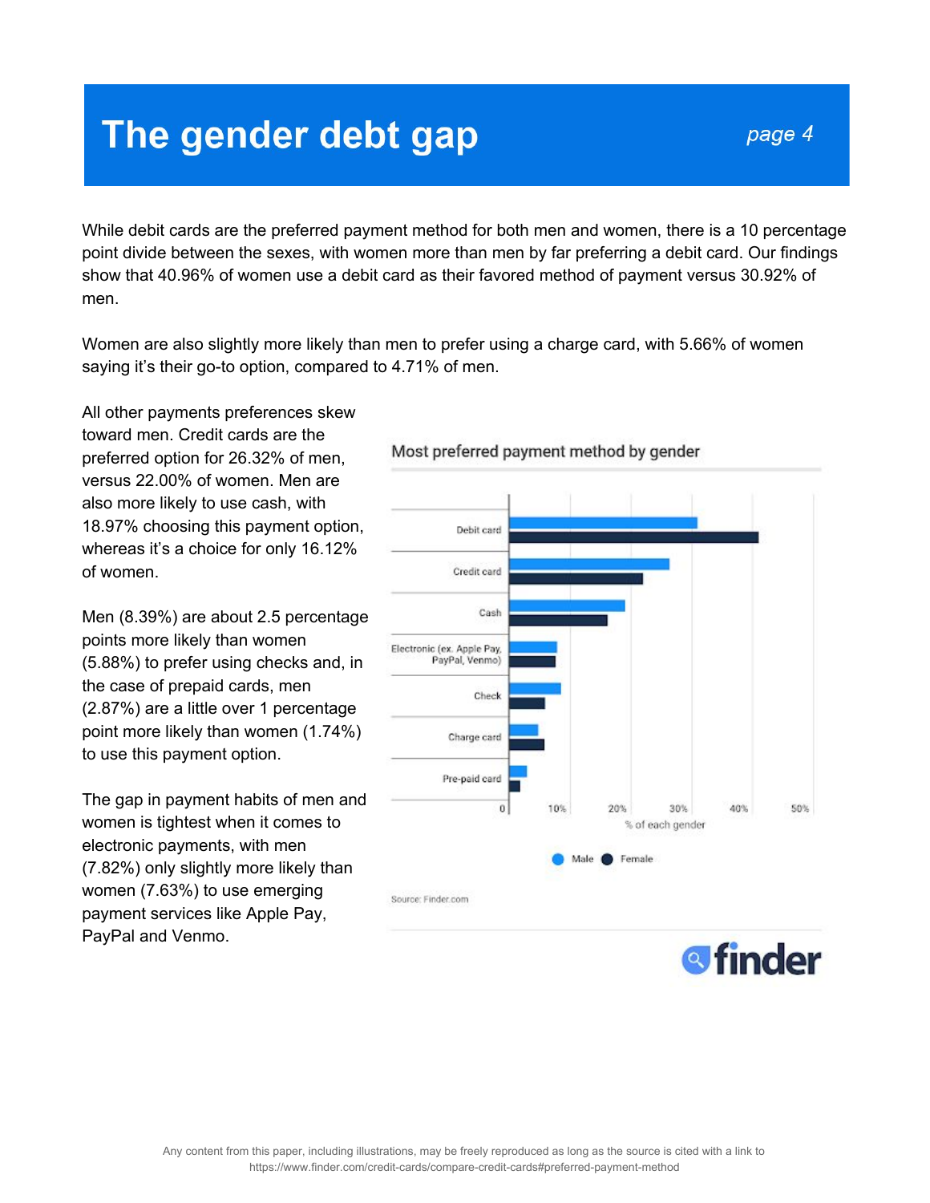# The gender debt gap

While debit cards are the preferred payment method for both men and women, there is a 10 percentage point divide between the sexes, with women more than men by far preferring a debit card. Our findings show that 40.96% of women use a debit card as their favored method of payment versus 30.92% of men.

Women are also slightly more likely than men to prefer using a charge card, with 5.66% of women saying it's their go-to option, compared to 4.71% of men.

All other payments preferences skew toward men. Credit cards are the preferred option for 26.32% of men, versus 22.00% of women. Men are also more likely to use cash, with 18.97% choosing this payment option, whereas it's a choice for only 16.12% of women.

Men (8.39%) are about 2.5 percentage points more likely than women (5.88%) to prefer using checks and, in the case of prepaid cards, men (2.87%) are a little over 1 percentage point more likely than women (1.74%) to use this payment option.

The gap in payment habits of men and women is tightest when it comes to electronic payments, with men (7.82%) only slightly more likely than women (7.63%) to use emerging payment services like Apple Pay, PayPal and Venmo.

Most preferred payment method by gender

Source: Finder.com

Any content from this paper, including illustrations, may be freely reproduced as long as the source is cited with a link to https://www.finder.com/credit-cards/compare-credit-cards#preferred-payment-method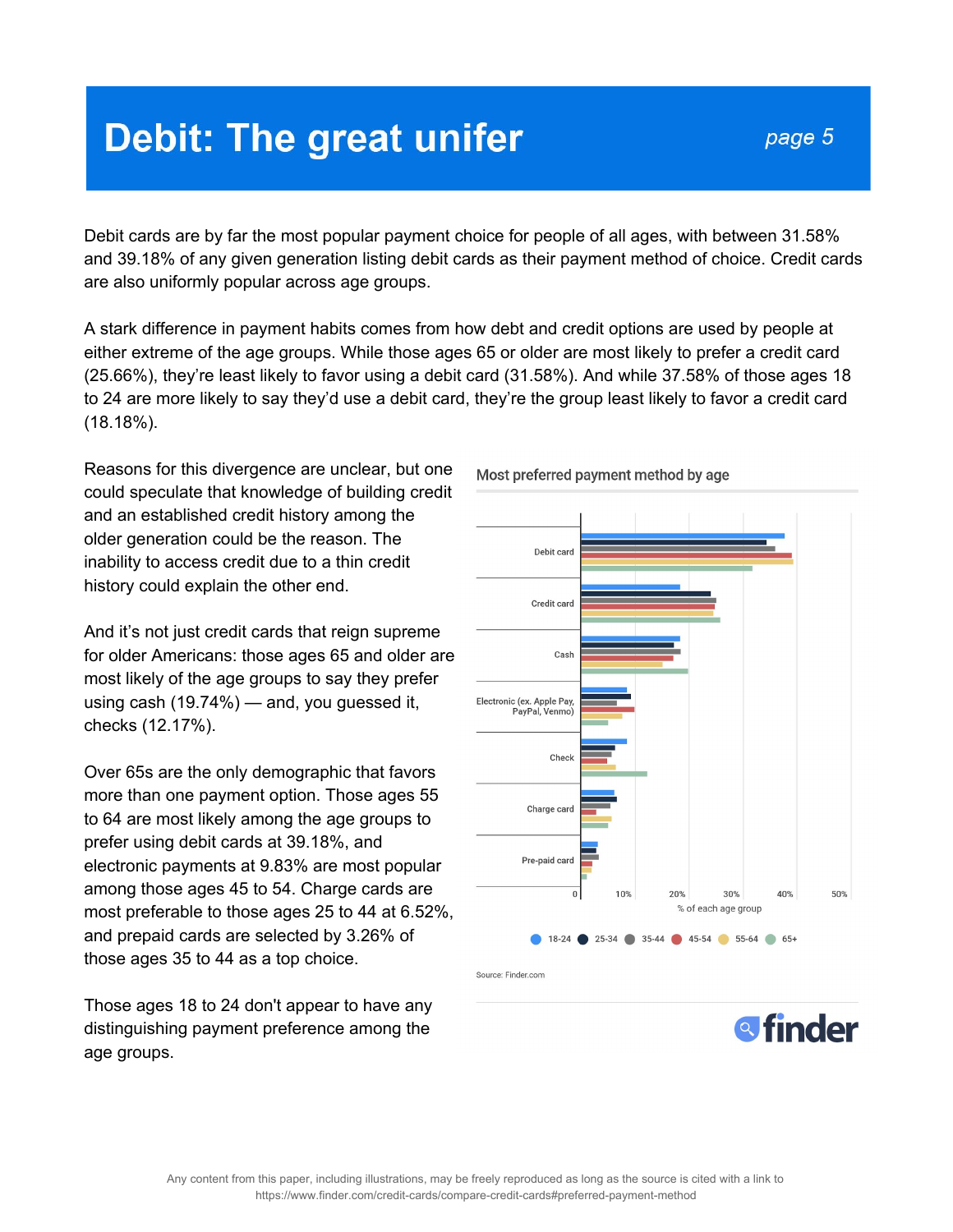# Debit: The great unifer

Debit cards are by far the most popular payment choice for people of all ages, with between 31.58% and 39.18% of any given generation listing debit cards as their payment method of choice. Credit cards are also uniformly popular across age groups.

A stark difference in payment habits comes from how debt and credit options are used by people at either extreme of the age groups. While those ages 65 or older are most likely to prefer a credit card (25.66%), they're least likely to favor using a debit card (31.58%). And while 37.58% of those ages 18 to 24 are more likely to say they'd use a debit card, they're the group least likely to favor a credit card (18.18%).

Reasons for this divergence are unclear, but one could speculate that knowledge of building credit and an established credit history among the older generation could be the reason. The inability to access credit due to a thin credit history could explain the other end.

And it's not just credit cards that reign supreme for older Americans: those ages 65 and older are most likely of the age groups to say they prefer using cash (19.74%) — and, you guessed it, checks (12.17%).

Over 65s are the only demographic that favors more than one payment option. Those ages 55 to 64 are most likely among the age groups to prefer using debit cards at 39.18%, and electronic payments at 9.83% are most popular among those ages 45 to 54. Charge cards are most preferable to those ages 25 to 44 at 6.52%, and prepaid cards are selected by 3.26% of those ages 35 to 44 as a top choice.

Those ages 18 to 24 don't appear to have any distinguishing payment preference among the age groups.

**Most preferred payment method by age**

Categories: Debit card; Credit card; Cash; Electronic (ex. Apple Pay, PayPal, Venmo); Check; Charge card; Pre-paid card

% of each age group (0, 10%, 20%, 30%, 40%, 50%)

Legend: 18-24, 25-34, 35-44, 45-54, 55-64, 65+

Source: Finder.com

Any content from this paper, including illustrations, may be freely reproduced as long as the source is cited with a link to https://www.finder.com/credit-cards/compare-credit-cards#preferred-payment-method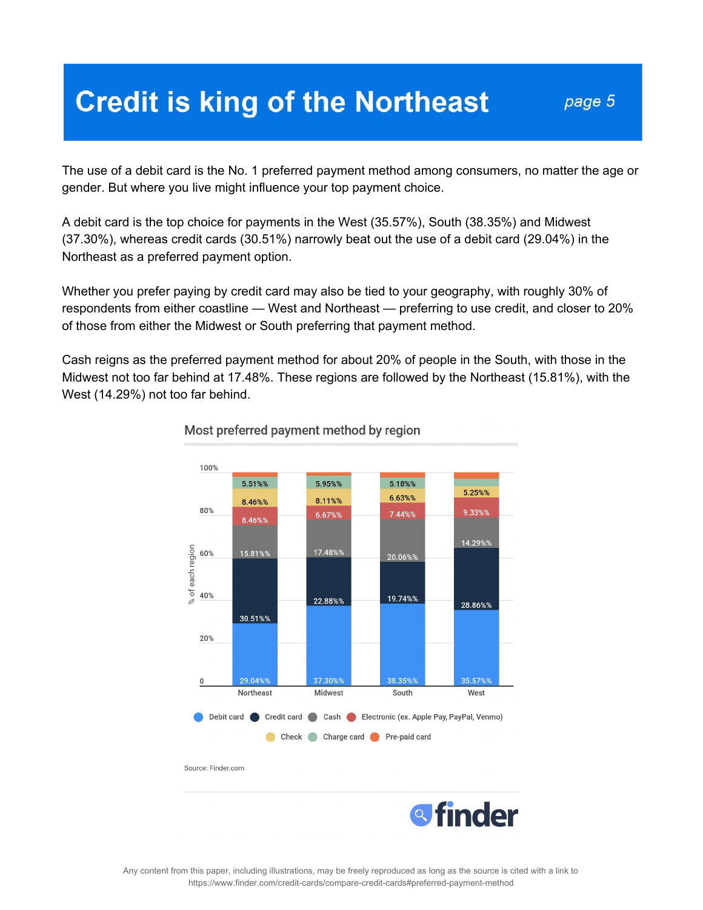# Credit is king of the Northeast

The use of a debit card is the No. 1 preferred payment method among consumers, no matter the age or gender. But where you live might influence your top payment choice.

A debit card is the top choice for payments in the West (35.57%), South (38.35%) and Midwest (37.30%), whereas credit cards (30.51%) narrowly beat out the use of a debit card (29.04%) in the Northeast as a preferred payment option.

Whether you prefer paying by credit card may also be tied to your geography, with roughly 30% of respondents from either coastline — West and Northeast — preferring to use credit, and closer to 20% of those from either the Midwest or South preferring that payment method.

Cash reigns as the preferred payment method for about 20% of people in the South, with those in the Midwest not too far behind at 17.48%. These regions are followed by the Northeast (15.81%), with the West (14.29%) not too far behind.

**Most preferred payment method by region**

| Payment method | Northeast | Midwest | South | West |
|---|---|---|---|---|
| Debit card | 29.04% | 37.30% | 38.35% | 35.57% |
| Credit card | 30.51% | 22.88% | 19.74% | 28.86% |
| Cash | 15.81% | 17.48% | 20.06% | 14.29% |
| Electronic (ex. Apple Pay, PayPal, Venmo) | 8.46% | 6.67% | 7.44% | 9.33% |
| Check | 8.46% | 8.11% | 6.63% | 5.25% |
| Charge card | 5.51% | 5.95% | 5.18% | |
| Pre-paid card | | | | |

Source: Finder.com

Any content from this paper, including illustrations, may be freely reproduced as long as the source is cited with a link to https://www.finder.com/credit-cards/compare-credit-cards#preferred-payment-method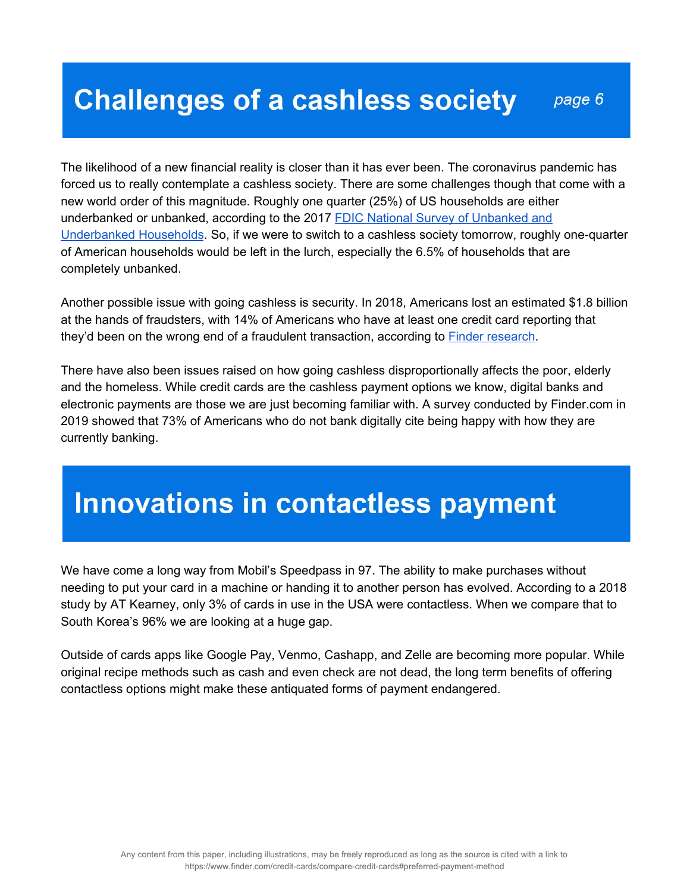# Challenges of a cashless society

The likelihood of a new financial reality is closer than it has ever been. The coronavirus pandemic has forced us to really contemplate a cashless society. There are some challenges though that come with a new world order of this magnitude. Roughly one quarter (25%) of US households are either underbanked or unbanked, according to the 2017 [FDIC National Survey of Unbanked and Underbanked Households](). So, if we were to switch to a cashless society tomorrow, roughly one-quarter of American households would be left in the lurch, especially the 6.5% of households that are completely unbanked.

Another possible issue with going cashless is security. In 2018, Americans lost an estimated $1.8 billion at the hands of fraudsters, with 14% of Americans who have at least one credit card reporting that they'd been on the wrong end of a fraudulent transaction, according to [Finder research]().

There have also been issues raised on how going cashless disproportionally affects the poor, elderly and the homeless. While credit cards are the cashless payment options we know, digital banks and electronic payments are those we are just becoming familiar with. A survey conducted by Finder.com in 2019 showed that 73% of Americans who do not bank digitally cite being happy with how they are currently banking.

# Innovations in contactless payment

We have come a long way from Mobil's Speedpass in 97. The ability to make purchases without needing to put your card in a machine or handing it to another person has evolved. According to a 2018 study by AT Kearney, only 3% of cards in use in the USA were contactless. When we compare that to South Korea's 96% we are looking at a huge gap.

Outside of cards apps like Google Pay, Venmo, Cashapp, and Zelle are becoming more popular. While original recipe methods such as cash and even check are not dead, the long term benefits of offering contactless options might make these antiquated forms of payment endangered.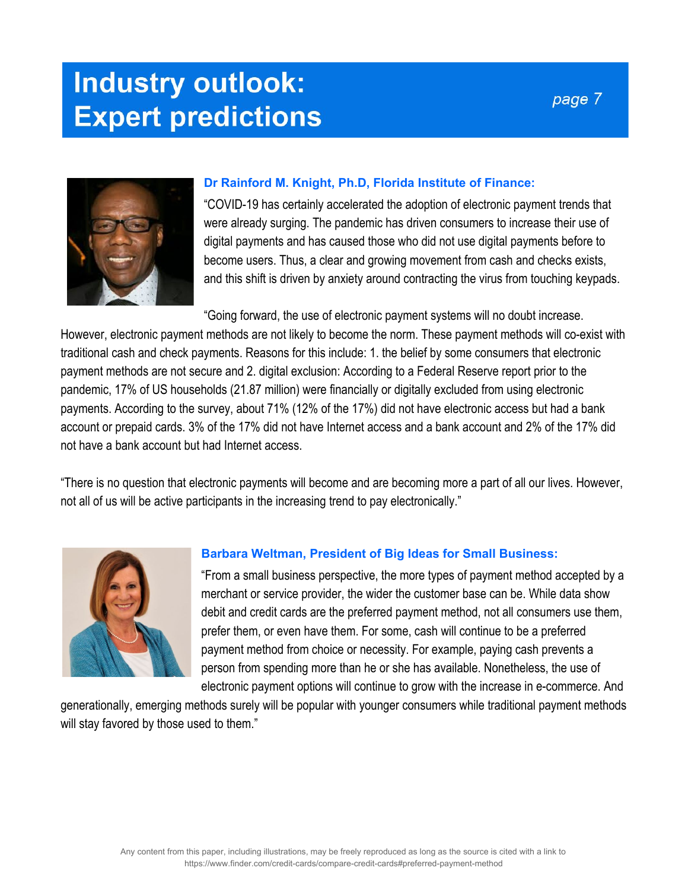# Industry outlook: Expert predictions

**Dr Rainford M. Knight, Ph.D, Florida Institute of Finance:**

"COVID-19 has certainly accelerated the adoption of electronic payment trends that were already surging. The pandemic has driven consumers to increase their use of digital payments and has caused those who did not use digital payments before to become users. Thus, a clear and growing movement from cash and checks exists, and this shift is driven by anxiety around contracting the virus from touching keypads.

"Going forward, the use of electronic payment systems will no doubt increase. However, electronic payment methods are not likely to become the norm. These payment methods will co-exist with traditional cash and check payments. Reasons for this include: 1. the belief by some consumers that electronic payment methods are not secure and 2. digital exclusion: According to a Federal Reserve report prior to the pandemic, 17% of US households (21.87 million) were financially or digitally excluded from using electronic payments. According to the survey, about 71% (12% of the 17%) did not have electronic access but had a bank account or prepaid cards. 3% of the 17% did not have Internet access and a bank account and 2% of the 17% did not have a bank account but had Internet access.

"There is no question that electronic payments will become and are becoming more a part of all our lives. However, not all of us will be active participants in the increasing trend to pay electronically."

**Barbara Weltman, President of Big Ideas for Small Business:**

"From a small business perspective, the more types of payment method accepted by a merchant or service provider, the wider the customer base can be. While data show debit and credit cards are the preferred payment method, not all consumers use them, prefer them, or even have them. For some, cash will continue to be a preferred payment method from choice or necessity. For example, paying cash prevents a person from spending more than he or she has available. Nonetheless, the use of electronic payment options will continue to grow with the increase in e-commerce. And generationally, emerging methods surely will be popular with younger consumers while traditional payment methods will stay favored by those used to them."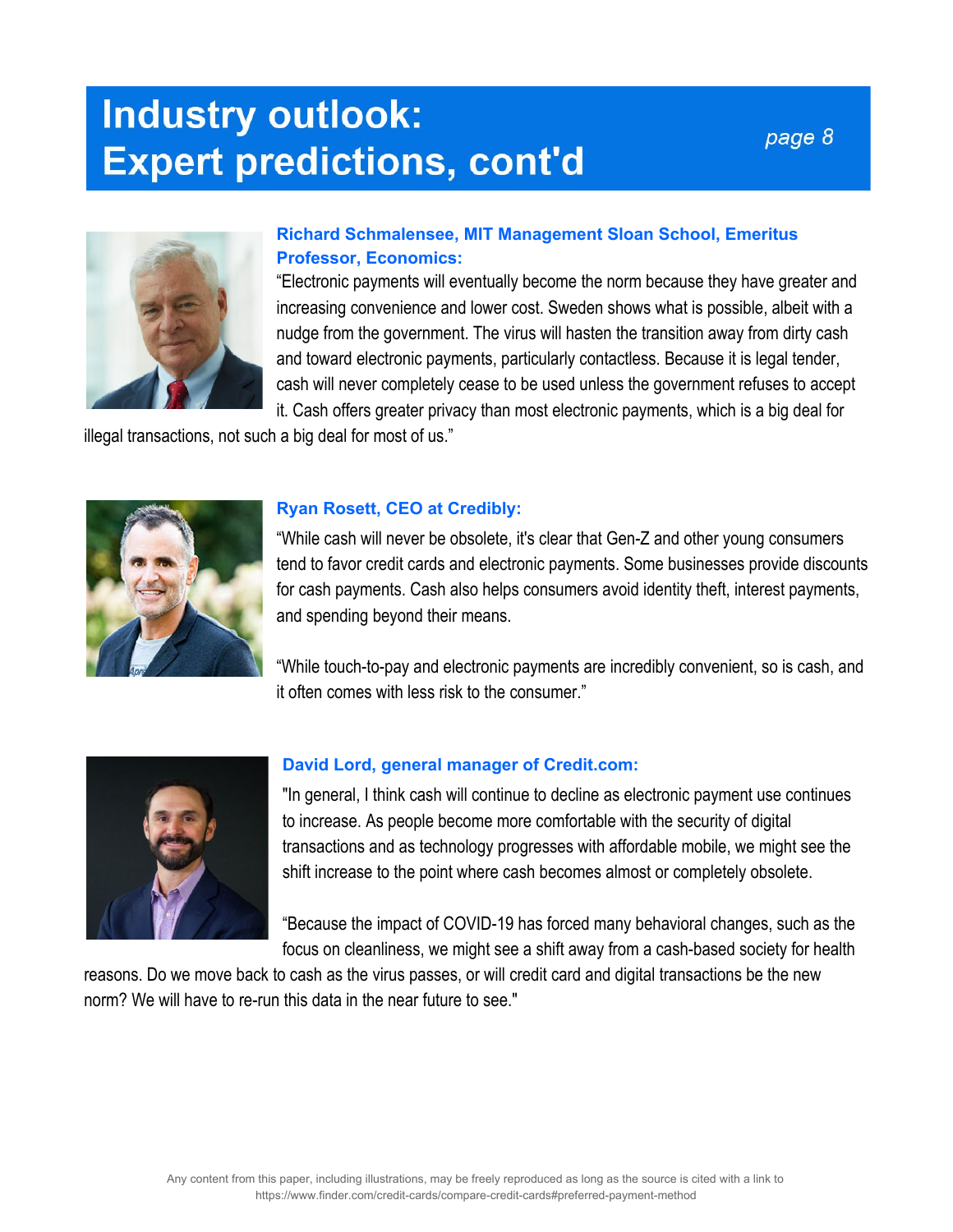# Industry outlook: Expert predictions, cont'd

**Richard Schmalensee, MIT Management Sloan School, Emeritus Professor, Economics:**

"Electronic payments will eventually become the norm because they have greater and increasing convenience and lower cost. Sweden shows what is possible, albeit with a nudge from the government. The virus will hasten the transition away from dirty cash and toward electronic payments, particularly contactless. Because it is legal tender, cash will never completely cease to be used unless the government refuses to accept it. Cash offers greater privacy than most electronic payments, which is a big deal for illegal transactions, not such a big deal for most of us."

**Ryan Rosett, CEO at Credibly:**

"While cash will never be obsolete, it's clear that Gen-Z and other young consumers tend to favor credit cards and electronic payments. Some businesses provide discounts for cash payments. Cash also helps consumers avoid identity theft, interest payments, and spending beyond their means.

"While touch-to-pay and electronic payments are incredibly convenient, so is cash, and it often comes with less risk to the consumer."

**David Lord, general manager of Credit.com:**

"In general, I think cash will continue to decline as electronic payment use continues to increase. As people become more comfortable with the security of digital transactions and as technology progresses with affordable mobile, we might see the shift increase to the point where cash becomes almost or completely obsolete.

"Because the impact of COVID-19 has forced many behavioral changes, such as the focus on cleanliness, we might see a shift away from a cash-based society for health reasons. Do we move back to cash as the virus passes, or will credit card and digital transactions be the new norm? We will have to re-run this data in the near future to see."

Any content from this paper, including illustrations, may be freely reproduced as long as the source is cited with a link to https://www.finder.com/credit-cards/compare-credit-cards#preferred-payment-method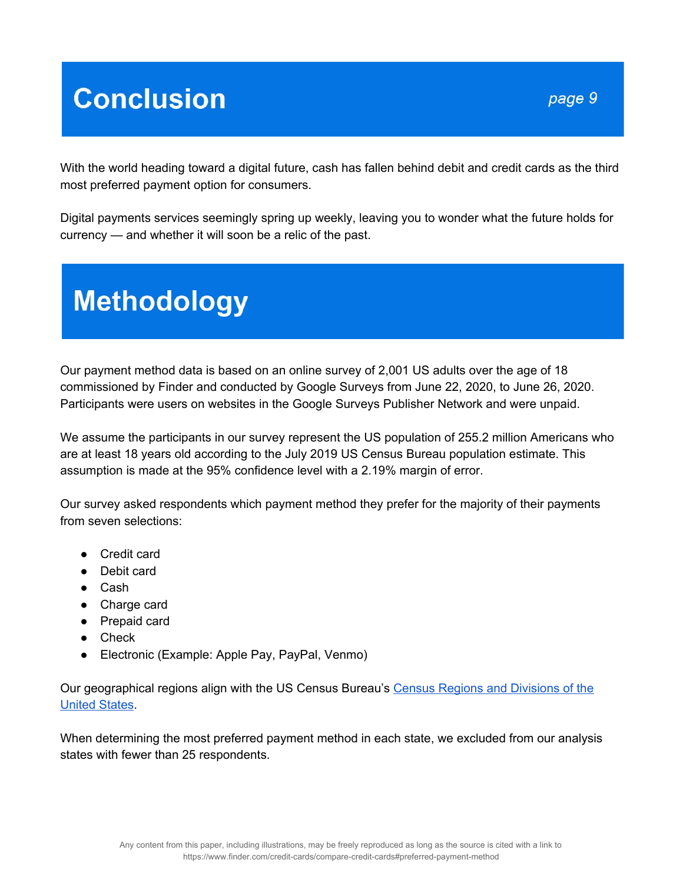# Conclusion

With the world heading toward a digital future, cash has fallen behind debit and credit cards as the third most preferred payment option for consumers.

Digital payments services seemingly spring up weekly, leaving you to wonder what the future holds for currency — and whether it will soon be a relic of the past.

# Methodology

Our payment method data is based on an online survey of 2,001 US adults over the age of 18 commissioned by Finder and conducted by Google Surveys from June 22, 2020, to June 26, 2020. Participants were users on websites in the Google Surveys Publisher Network and were unpaid.

We assume the participants in our survey represent the US population of 255.2 million Americans who are at least 18 years old according to the July 2019 US Census Bureau population estimate. This assumption is made at the 95% confidence level with a 2.19% margin of error.

Our survey asked respondents which payment method they prefer for the majority of their payments from seven selections:

- Credit card
- Debit card
- Cash
- Charge card
- Prepaid card
- Check
- Electronic (Example: Apple Pay, PayPal, Venmo)

Our geographical regions align with the US Census Bureau's Census Regions and Divisions of the United States.

When determining the most preferred payment method in each state, we excluded from our analysis states with fewer than 25 respondents.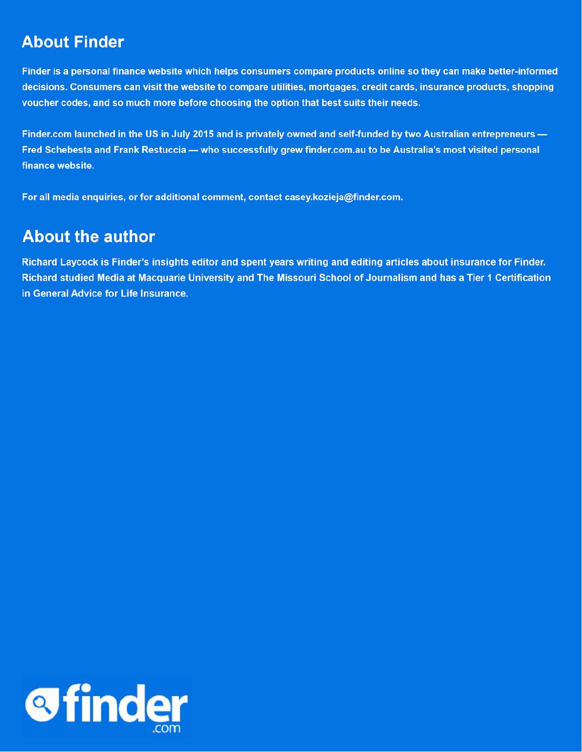## About Finder

Finder is a personal finance website which helps consumers compare products online so they can make better-informed decisions. Consumers can visit the website to compare utilities, mortgages, credit cards, insurance products, shopping voucher codes, and so much more before choosing the option that best suits their needs.

Finder.com launched in the US in July 2015 and is privately owned and self-funded by two Australian entrepreneurs — Fred Schebesta and Frank Restuccia — who successfully grew finder.com.au to be Australia's most visited personal finance website.

For all media enquiries, or for additional comment, contact casey.kozieja@finder.com.

## About the author

Richard Laycock is Finder's insights editor and spent years writing and editing articles about insurance for Finder. Richard studied Media at Macquarie University and The Missouri School of Journalism and has a Tier 1 Certification in General Advice for Life Insurance.

finder.com